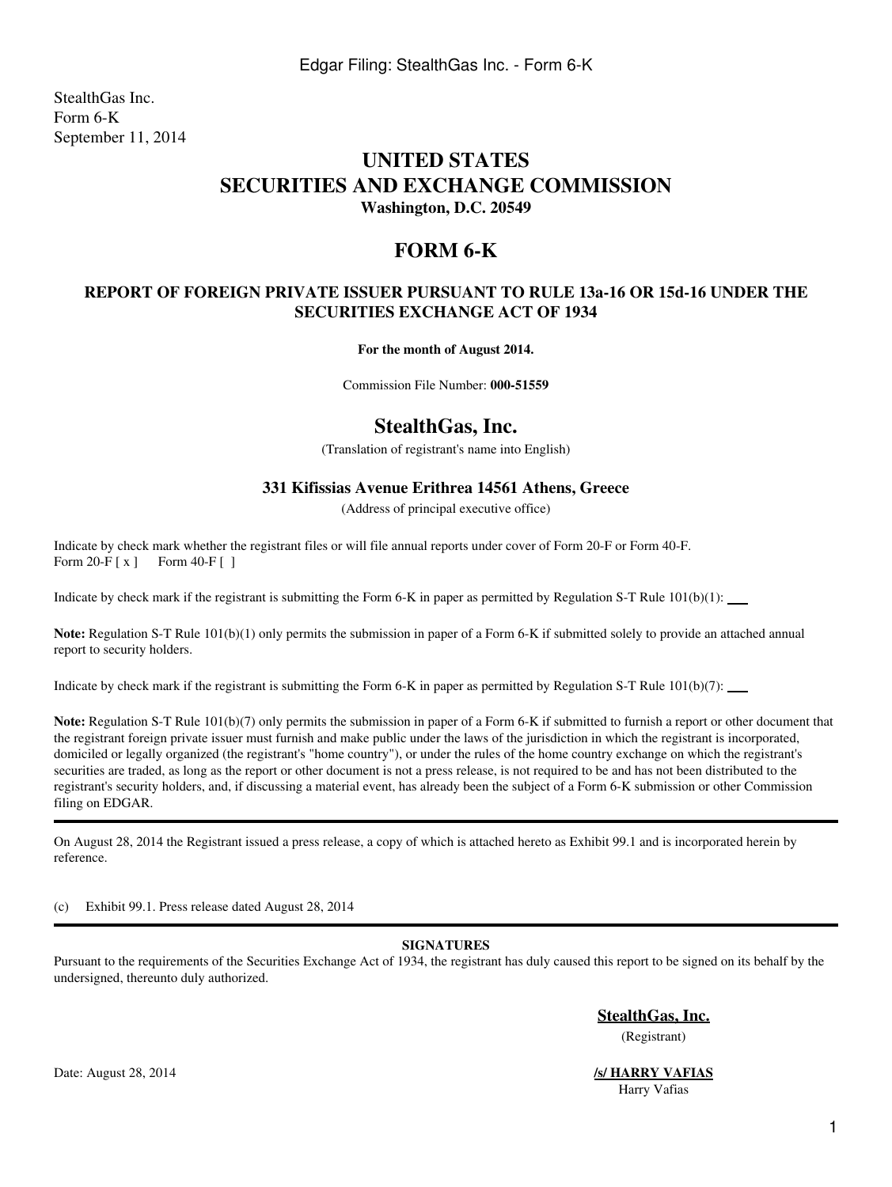StealthGas Inc.
Form 6-K
September 11, 2014

# UNITED STATES
# SECURITIES AND EXCHANGE COMMISSION
**Washington, D.C. 20549**

## FORM 6-K

### REPORT OF FOREIGN PRIVATE ISSUER PURSUANT TO RULE 13a-16 OR 15d-16 UNDER THE SECURITIES EXCHANGE ACT OF 1934

**For the month of August 2014.**

Commission File Number: **000-51559**

## StealthGas, Inc.

(Translation of registrant's name into English)

### 331 Kifissias Avenue Erithrea 14561 Athens, Greece

(Address of principal executive office)

Indicate by check mark whether the registrant files or will file annual reports under cover of Form 20-F or Form 40-F.
Form 20-F [ x ]     Form 40-F [ ]

Indicate by check mark if the registrant is submitting the Form 6-K in paper as permitted by Regulation S-T Rule 101(b)(1): ___

**Note:** Regulation S-T Rule 101(b)(1) only permits the submission in paper of a Form 6-K if submitted solely to provide an attached annual report to security holders.

Indicate by check mark if the registrant is submitting the Form 6-K in paper as permitted by Regulation S-T Rule 101(b)(7): ___

**Note:** Regulation S-T Rule 101(b)(7) only permits the submission in paper of a Form 6-K if submitted to furnish a report or other document that the registrant foreign private issuer must furnish and make public under the laws of the jurisdiction in which the registrant is incorporated, domiciled or legally organized (the registrant's "home country"), or under the rules of the home country exchange on which the registrant's securities are traded, as long as the report or other document is not a press release, is not required to be and has not been distributed to the registrant's security holders, and, if discussing a material event, has already been the subject of a Form 6-K submission or other Commission filing on EDGAR.

---

On August 28, 2014 the Registrant issued a press release, a copy of which is attached hereto as Exhibit 99.1 and is incorporated herein by reference.

(c) Exhibit 99.1. Press release dated August 28, 2014

---

**SIGNATURES**

Pursuant to the requirements of the Securities Exchange Act of 1934, the registrant has duly caused this report to be signed on its behalf by the undersigned, thereunto duly authorized.

**StealthGas, Inc.**
(Registrant)

Date: August 28, 2014

**/s/ HARRY VAFIAS**
Harry Vafias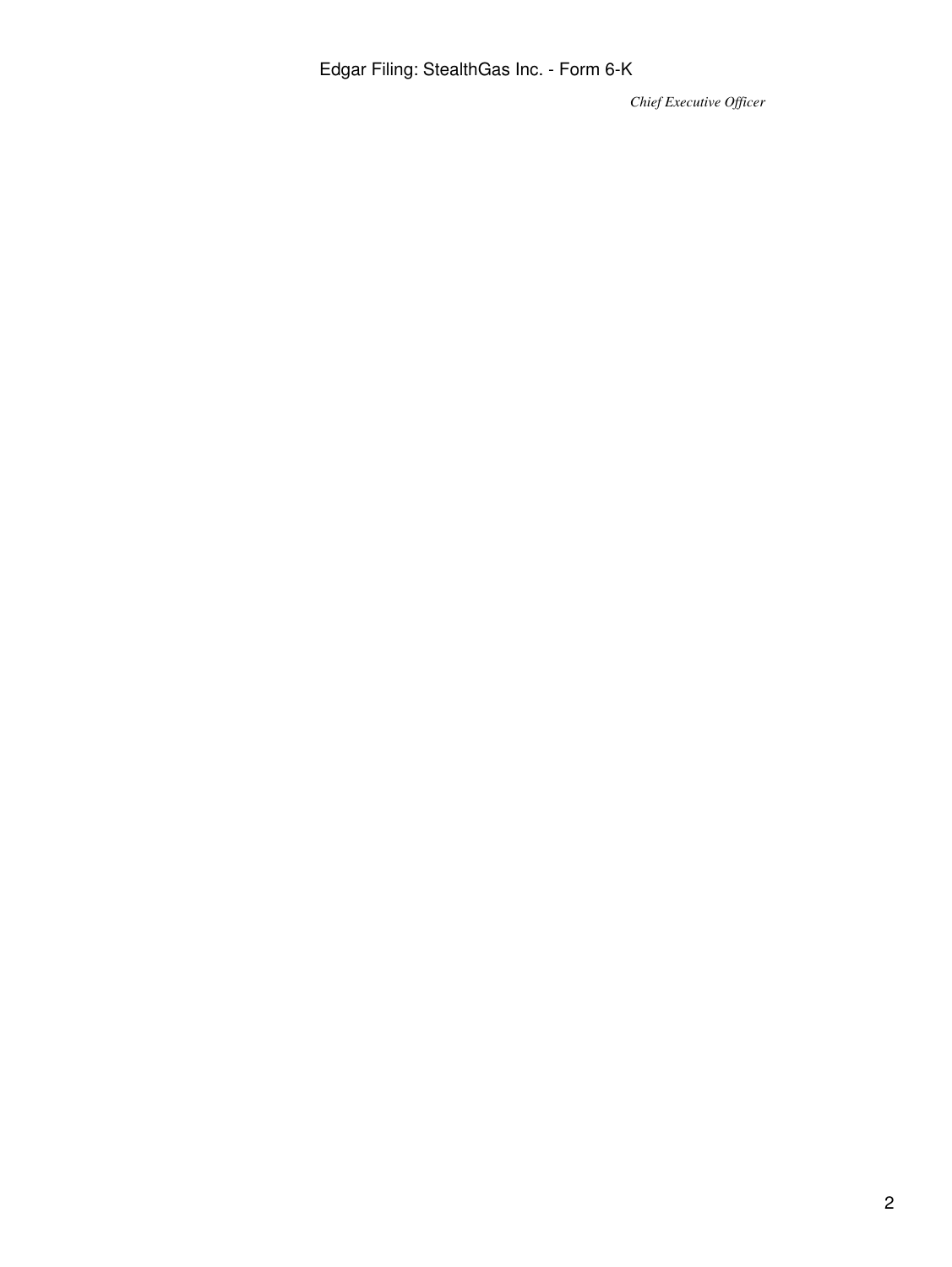*Chief Executive Officer*